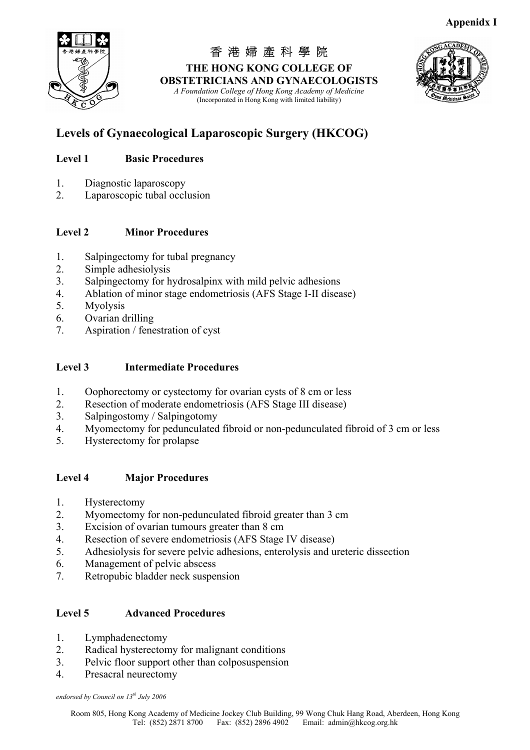**Appenidx I**

香 港 婦 產 科 學 院

**THE HONG KONG COLLEGE OF OBSTETRICIANS AND GYNAECOLOGISTS**

*A Foundation College of Hong Kong Academy of Medicine*
(Incorporated in Hong Kong with limited liability)

# Levels of Gynaecological Laparoscopic Surgery (HKCOG)

## Level 1 Basic Procedures

1. Diagnostic laparoscopy
2. Laparoscopic tubal occlusion

## Level 2 Minor Procedures

1. Salpingectomy for tubal pregnancy
2. Simple adhesiolysis
3. Salpingectomy for hydrosalpinx with mild pelvic adhesions
4. Ablation of minor stage endometriosis (AFS Stage I-II disease)
5. Myolysis
6. Ovarian drilling
7. Aspiration / fenestration of cyst

## Level 3 Intermediate Procedures

1. Oophorectomy or cystectomy for ovarian cysts of 8 cm or less
2. Resection of moderate endometriosis (AFS Stage III disease)
3. Salpingostomy / Salpingotomy
4. Myomectomy for pedunculated fibroid or non-pedunculated fibroid of 3 cm or less
5. Hysterectomy for prolapse

## Level 4 Major Procedures

1. Hysterectomy
2. Myomectomy for non-pedunculated fibroid greater than 3 cm
3. Excision of ovarian tumours greater than 8 cm
4. Resection of severe endometriosis (AFS Stage IV disease)
5. Adhesiolysis for severe pelvic adhesions, enterolysis and ureteric dissection
6. Management of pelvic abscess
7. Retropubic bladder neck suspension

## Level 5 Advanced Procedures

1. Lymphadenectomy
2. Radical hysterectomy for malignant conditions
3. Pelvic floor support other than colposuspension
4. Presacral neurectomy

*endorsed by Council on 13th July 2006*

Room 805, Hong Kong Academy of Medicine Jockey Club Building, 99 Wong Chuk Hang Road, Aberdeen, Hong Kong
Tel: (852) 2871 8700 Fax: (852) 2896 4902 Email: admin@hkcog.org.hk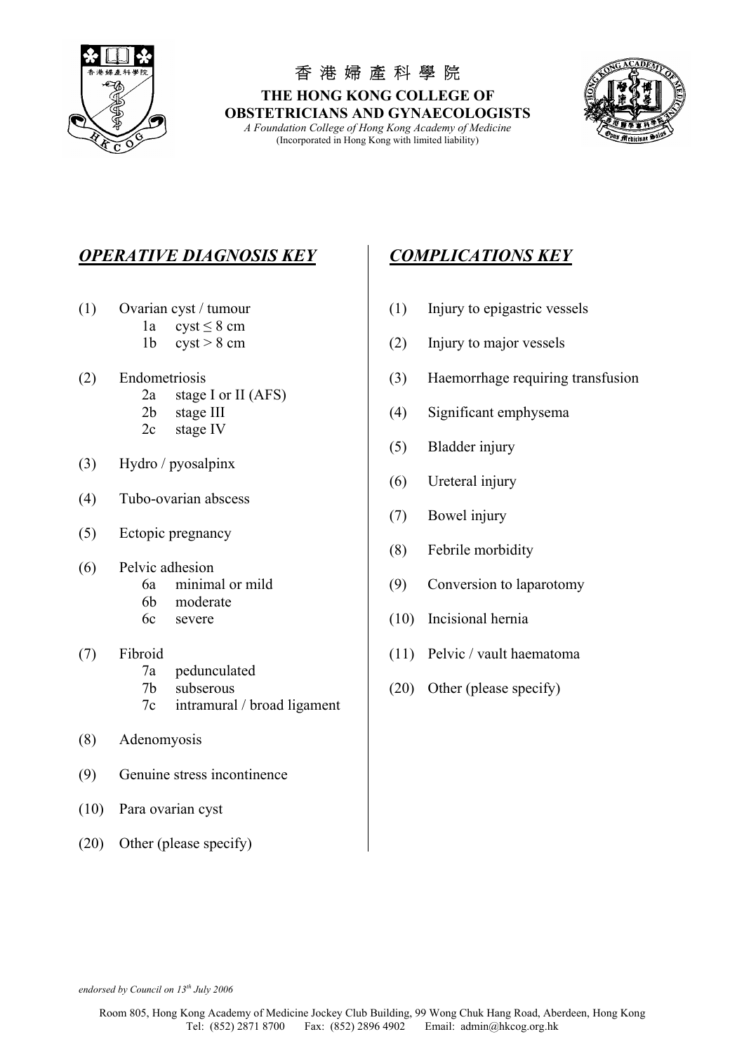香港婦產科學院

**THE HONG KONG COLLEGE OF OBSTETRICIANS AND GYNAECOLOGISTS**

*A Foundation College of Hong Kong Academy of Medicine*

(Incorporated in Hong Kong with limited liability)

## *OPERATIVE DIAGNOSIS KEY*

(1) Ovarian cyst / tumour
  - 1a cyst ≤ 8 cm
  - 1b cyst > 8 cm

(2) Endometriosis
  - 2a stage I or II (AFS)
  - 2b stage III
  - 2c stage IV

(3) Hydro / pyosalpinx

(4) Tubo-ovarian abscess

(5) Ectopic pregnancy

(6) Pelvic adhesion
  - 6a minimal or mild
  - 6b moderate
  - 6c severe

(7) Fibroid
  - 7a pedunculated
  - 7b subserous
  - 7c intramural / broad ligament

(8) Adenomyosis

(9) Genuine stress incontinence

(10) Para ovarian cyst

(20) Other (please specify)

## *COMPLICATIONS KEY*

(1) Injury to epigastric vessels

(2) Injury to major vessels

(3) Haemorrhage requiring transfusion

(4) Significant emphysema

(5) Bladder injury

(6) Ureteral injury

(7) Bowel injury

(8) Febrile morbidity

(9) Conversion to laparotomy

(10) Incisional hernia

(11) Pelvic / vault haematoma

(20) Other (please specify)

*endorsed by Council on 13th July 2006*

Room 805, Hong Kong Academy of Medicine Jockey Club Building, 99 Wong Chuk Hang Road, Aberdeen, Hong Kong
Tel: (852) 2871 8700 Fax: (852) 2896 4902 Email: admin@hkcog.org.hk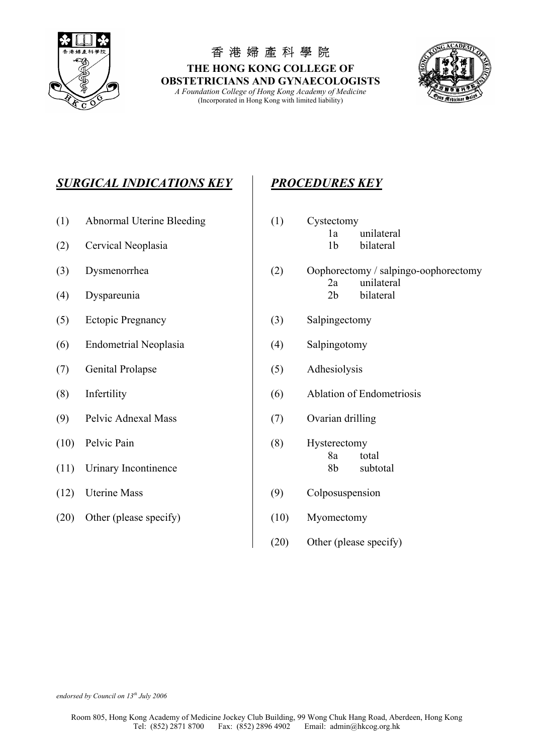香港婦產科學院

**THE HONG KONG COLLEGE OF OBSTETRICIANS AND GYNAECOLOGISTS**

*A Foundation College of Hong Kong Academy of Medicine*
(Incorporated in Hong Kong with limited liability)

## *SURGICAL INDICATIONS KEY*

(1) Abnormal Uterine Bleeding

(2) Cervical Neoplasia

(3) Dysmenorrhea

(4) Dyspareunia

(5) Ectopic Pregnancy

(6) Endometrial Neoplasia

(7) Genital Prolapse

(8) Infertility

(9) Pelvic Adnexal Mass

(10) Pelvic Pain

(11) Urinary Incontinence

(12) Uterine Mass

(20) Other (please specify)

## *PROCEDURES KEY*

(1) Cystectomy
- 1a unilateral
- 1b bilateral

(2) Oophorectomy / salpingo-oophorectomy
- 2a unilateral
- 2b bilateral

(3) Salpingectomy

(4) Salpingotomy

(5) Adhesiolysis

(6) Ablation of Endometriosis

(7) Ovarian drilling

(8) Hysterectomy
- 8a total
- 8b subtotal

(9) Colposuspension

(10) Myomectomy

(20) Other (please specify)

*endorsed by Council on 13th July 2006*

Room 805, Hong Kong Academy of Medicine Jockey Club Building, 99 Wong Chuk Hang Road, Aberdeen, Hong Kong
Tel: (852) 2871 8700 Fax: (852) 2896 4902 Email: admin@hkcog.org.hk